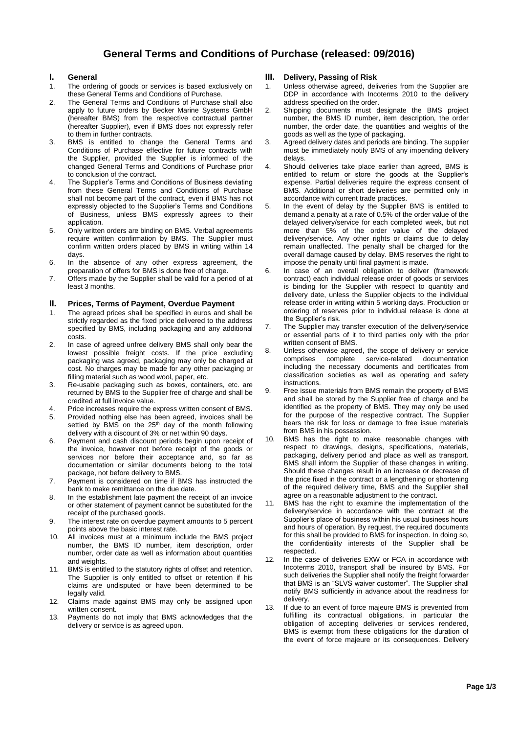# General Terms and Conditions of Purchase (released: 09/2016)

## I. General

1. The ordering of goods or services is based exclusively on these General Terms and Conditions of Purchase.
2. The General Terms and Conditions of Purchase shall also apply to future orders by Becker Marine Systems GmbH (hereafter BMS) from the respective contractual partner (hereafter Supplier), even if BMS does not expressly refer to them in further contracts.
3. BMS is entitled to change the General Terms and Conditions of Purchase effective for future contracts with the Supplier, provided the Supplier is informed of the changed General Terms and Conditions of Purchase prior to conclusion of the contract.
4. The Supplier's Terms and Conditions of Business deviating from these General Terms and Conditions of Purchase shall not become part of the contract, even if BMS has not expressly objected to the Supplier's Terms and Conditions of Business, unless BMS expressly agrees to their application.
5. Only written orders are binding on BMS. Verbal agreements require written confirmation by BMS. The Supplier must confirm written orders placed by BMS in writing within 14 days.
6. In the absence of any other express agreement, the preparation of offers for BMS is done free of charge.
7. Offers made by the Supplier shall be valid for a period of at least 3 months.

## II. Prices, Terms of Payment, Overdue Payment

1. The agreed prices shall be specified in euros and shall be strictly regarded as the fixed price delivered to the address specified by BMS, including packaging and any additional costs.
2. In case of agreed unfree delivery BMS shall only bear the lowest possible freight costs. If the price excluding packaging was agreed, packaging may only be charged at cost. No charges may be made for any other packaging or filling material such as wood wool, paper, etc.
3. Re-usable packaging such as boxes, containers, etc. are returned by BMS to the Supplier free of charge and shall be credited at full invoice value.
4. Price increases require the express written consent of BMS.
5. Provided nothing else has been agreed, invoices shall be settled by BMS on the 25th day of the month following delivery with a discount of 3% or net within 90 days.
6. Payment and cash discount periods begin upon receipt of the invoice, however not before receipt of the goods or services nor before their acceptance and, so far as documentation or similar documents belong to the total package, not before delivery to BMS.
7. Payment is considered on time if BMS has instructed the bank to make remittance on the due date.
8. In the establishment late payment the receipt of an invoice or other statement of payment cannot be substituted for the receipt of the purchased goods.
9. The interest rate on overdue payment amounts to 5 percent points above the basic interest rate.
10. All invoices must at a minimum include the BMS project number, the BMS ID number, item description, order number, order date as well as information about quantities and weights.
11. BMS is entitled to the statutory rights of offset and retention. The Supplier is only entitled to offset or retention if his claims are undisputed or have been determined to be legally valid.
12. Claims made against BMS may only be assigned upon written consent.
13. Payments do not imply that BMS acknowledges that the delivery or service is as agreed upon.

## III. Delivery, Passing of Risk

1. Unless otherwise agreed, deliveries from the Supplier are DDP in accordance with Incoterms 2010 to the delivery address specified on the order.
2. Shipping documents must designate the BMS project number, the BMS ID number, item description, the order number, the order date, the quantities and weights of the goods as well as the type of packaging.
3. Agreed delivery dates and periods are binding. The supplier must be immediately notify BMS of any impending delivery delays.
4. Should deliveries take place earlier than agreed, BMS is entitled to return or store the goods at the Supplier's expense. Partial deliveries require the express consent of BMS. Additional or short deliveries are permitted only in accordance with current trade practices.
5. In the event of delay by the Supplier BMS is entitled to demand a penalty at a rate of 0.5% of the order value of the delayed delivery/service for each completed week, but not more than 5% of the order value of the delayed delivery/service. Any other rights or claims due to delay remain unaffected. The penalty shall be charged for the overall damage caused by delay. BMS reserves the right to impose the penalty until final payment is made.
6. In case of an overall obligation to deliver (framework contract) each individual release order of goods or services is binding for the Supplier with respect to quantity and delivery date, unless the Supplier objects to the individual release order in writing within 5 working days. Production or ordering of reserves prior to individual release is done at the Supplier's risk.
7. The Supplier may transfer execution of the delivery/service or essential parts of it to third parties only with the prior written consent of BMS.
8. Unless otherwise agreed, the scope of delivery or service comprises complete service-related documentation including the necessary documents and certificates from classification societies as well as operating and safety instructions.
9. Free issue materials from BMS remain the property of BMS and shall be stored by the Supplier free of charge and be identified as the property of BMS. They may only be used for the purpose of the respective contract. The Supplier bears the risk for loss or damage to free issue materials from BMS in his possession.
10. BMS has the right to make reasonable changes with respect to drawings, designs, specifications, materials, packaging, delivery period and place as well as transport. BMS shall inform the Supplier of these changes in writing. Should these changes result in an increase or decrease of the price fixed in the contract or a lengthening or shortening of the required delivery time, BMS and the Supplier shall agree on a reasonable adjustment to the contract.
11. BMS has the right to examine the implementation of the delivery/service in accordance with the contract at the Supplier's place of business within his usual business hours and hours of operation. By request, the required documents for this shall be provided to BMS for inspection. In doing so, the confidentiality interests of the Supplier shall be respected.
12. In the case of deliveries EXW or FCA in accordance with Incoterms 2010, transport shall be insured by BMS. For such deliveries the Supplier shall notify the freight forwarder that BMS is an "SLVS waiver customer". The Supplier shall notify BMS sufficiently in advance about the readiness for delivery.
13. If due to an event of force majeure BMS is prevented from fulfilling its contractual obligations, in particular the obligation of accepting deliveries or services rendered, BMS is exempt from these obligations for the duration of the event of force majeure or its consequences. Delivery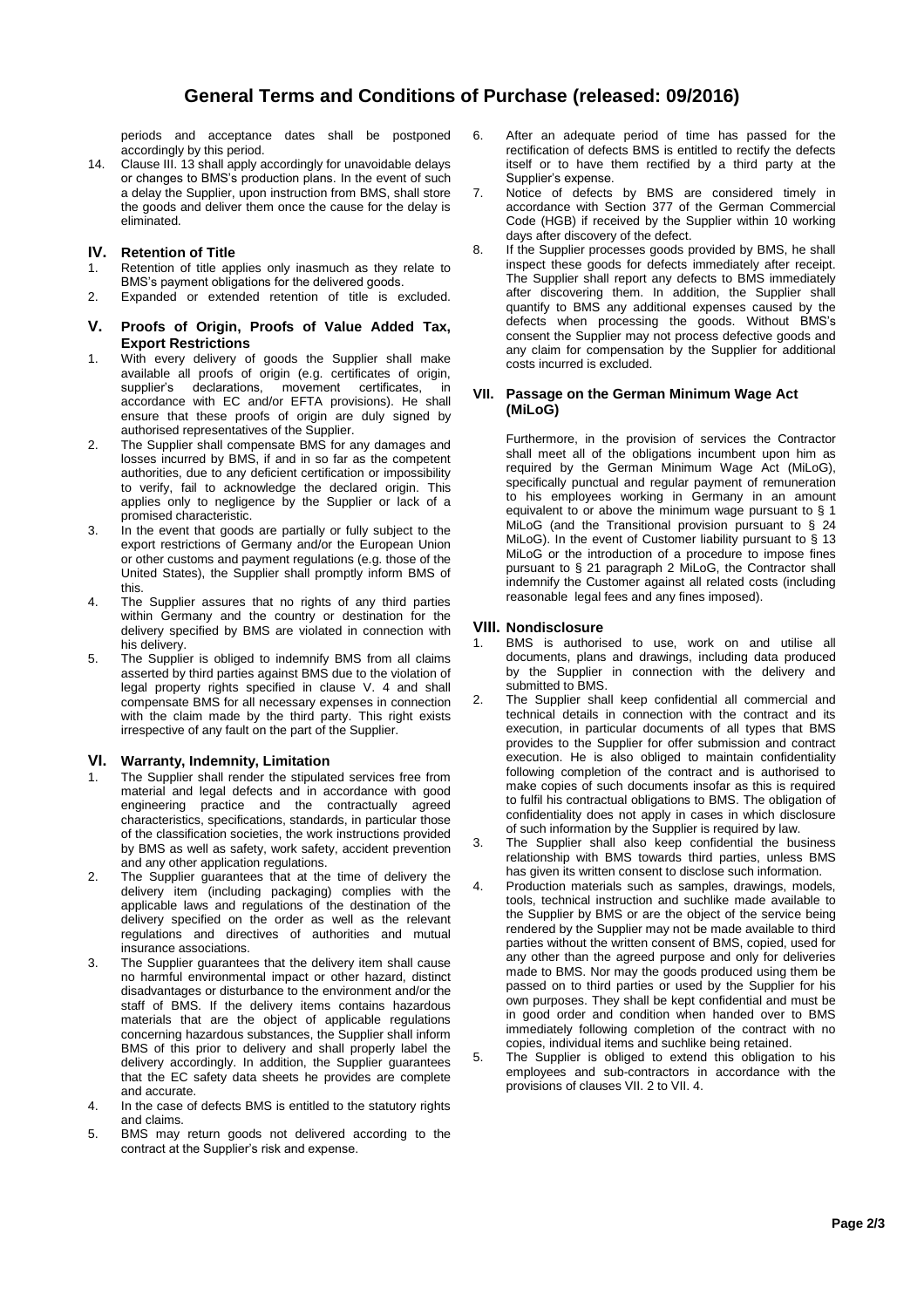periods and acceptance dates shall be postponed accordingly by this period.

14. Clause III. 13 shall apply accordingly for unavoidable delays or changes to BMS's production plans. In the event of such a delay the Supplier, upon instruction from BMS, shall store the goods and deliver them once the cause for the delay is eliminated.

## IV. Retention of Title

1. Retention of title applies only inasmuch as they relate to BMS's payment obligations for the delivered goods.
2. Expanded or extended retention of title is excluded.

## V. Proofs of Origin, Proofs of Value Added Tax, Export Restrictions

1. With every delivery of goods the Supplier shall make available all proofs of origin (e.g. certificates of origin, supplier's declarations, movement certificates, in accordance with EC and/or EFTA provisions). He shall ensure that these proofs of origin are duly signed by authorised representatives of the Supplier.
2. The Supplier shall compensate BMS for any damages and losses incurred by BMS, if and in so far as the competent authorities, due to any deficient certification or impossibility to verify, fail to acknowledge the declared origin. This applies only to negligence by the Supplier or lack of a promised characteristic.
3. In the event that goods are partially or fully subject to the export restrictions of Germany and/or the European Union or other customs and payment regulations (e.g. those of the United States), the Supplier shall promptly inform BMS of this.
4. The Supplier assures that no rights of any third parties within Germany and the country or destination for the delivery specified by BMS are violated in connection with his delivery.
5. The Supplier is obliged to indemnify BMS from all claims asserted by third parties against BMS due to the violation of legal property rights specified in clause V. 4 and shall compensate BMS for all necessary expenses in connection with the claim made by the third party. This right exists irrespective of any fault on the part of the Supplier.

## VI. Warranty, Indemnity, Limitation

1. The Supplier shall render the stipulated services free from material and legal defects and in accordance with good engineering practice and the contractually agreed characteristics, specifications, standards, in particular those of the classification societies, the work instructions provided by BMS as well as safety, work safety, accident prevention and any other application regulations.
2. The Supplier guarantees that at the time of delivery the delivery item (including packaging) complies with the applicable laws and regulations of the destination of the delivery specified on the order as well as the relevant regulations and directives of authorities and mutual insurance associations.
3. The Supplier guarantees that the delivery item shall cause no harmful environmental impact or other hazard, distinct disadvantages or disturbance to the environment and/or the staff of BMS. If the delivery items contains hazardous materials that are the object of applicable regulations concerning hazardous substances, the Supplier shall inform BMS of this prior to delivery and shall properly label the delivery accordingly. In addition, the Supplier guarantees that the EC safety data sheets he provides are complete and accurate.
4. In the case of defects BMS is entitled to the statutory rights and claims.
5. BMS may return goods not delivered according to the contract at the Supplier's risk and expense.
6. After an adequate period of time has passed for the rectification of defects BMS is entitled to rectify the defects itself or to have them rectified by a third party at the Supplier's expense.
7. Notice of defects by BMS are considered timely in accordance with Section 377 of the German Commercial Code (HGB) if received by the Supplier within 10 working days after discovery of the defect.
8. If the Supplier processes goods provided by BMS, he shall inspect these goods for defects immediately after receipt. The Supplier shall report any defects to BMS immediately after discovering them. In addition, the Supplier shall quantify to BMS any additional expenses caused by the defects when processing the goods. Without BMS's consent the Supplier may not process defective goods and any claim for compensation by the Supplier for additional costs incurred is excluded.

## VII. Passage on the German Minimum Wage Act (MiLoG)

Furthermore, in the provision of services the Contractor shall meet all of the obligations incumbent upon him as required by the German Minimum Wage Act (MiLoG), specifically punctual and regular payment of remuneration to his employees working in Germany in an amount equivalent to or above the minimum wage pursuant to § 1 MiLoG (and the Transitional provision pursuant to § 24 MiLoG). In the event of Customer liability pursuant to § 13 MiLoG or the introduction of a procedure to impose fines pursuant to § 21 paragraph 2 MiLoG, the Contractor shall indemnify the Customer against all related costs (including reasonable legal fees and any fines imposed).

## VIII. Nondisclosure

1. BMS is authorised to use, work on and utilise all documents, plans and drawings, including data produced by the Supplier in connection with the delivery and submitted to BMS.
2. The Supplier shall keep confidential all commercial and technical details in connection with the contract and its execution, in particular documents of all types that BMS provides to the Supplier for offer submission and contract execution. He is also obliged to maintain confidentiality following completion of the contract and is authorised to make copies of such documents insofar as this is required to fulfil his contractual obligations to BMS. The obligation of confidentiality does not apply in cases in which disclosure of such information by the Supplier is required by law.
3. The Supplier shall also keep confidential the business relationship with BMS towards third parties, unless BMS has given its written consent to disclose such information.
4. Production materials such as samples, drawings, models, tools, technical instruction and suchlike made available to the Supplier by BMS or are the object of the service being rendered by the Supplier may not be made available to third parties without the written consent of BMS, copied, used for any other than the agreed purpose and only for deliveries made to BMS. Nor may the goods produced using them be passed on to third parties or used by the Supplier for his own purposes. They shall be kept confidential and must be in good order and condition when handed over to BMS immediately following completion of the contract with no copies, individual items and suchlike being retained.
5. The Supplier is obliged to extend this obligation to his employees and sub-contractors in accordance with the provisions of clauses VII. 2 to VII. 4.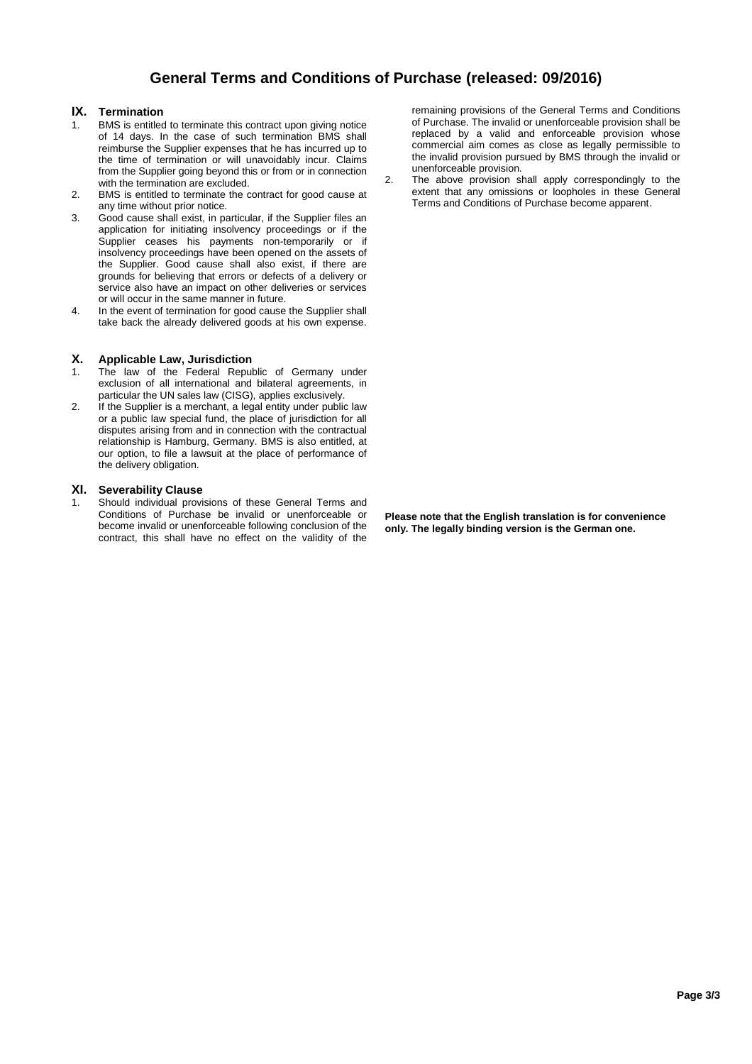# General Terms and Conditions of Purchase (released: 09/2016)

## IX. Termination

1. BMS is entitled to terminate this contract upon giving notice of 14 days. In the case of such termination BMS shall reimburse the Supplier expenses that he has incurred up to the time of termination or will unavoidably incur. Claims from the Supplier going beyond this or from or in connection with the termination are excluded.
2. BMS is entitled to terminate the contract for good cause at any time without prior notice.
3. Good cause shall exist, in particular, if the Supplier files an application for initiating insolvency proceedings or if the Supplier ceases his payments non-temporarily or if insolvency proceedings have been opened on the assets of the Supplier. Good cause shall also exist, if there are grounds for believing that errors or defects of a delivery or service also have an impact on other deliveries or services or will occur in the same manner in future.
4. In the event of termination for good cause the Supplier shall take back the already delivered goods at his own expense.

## X. Applicable Law, Jurisdiction

1. The law of the Federal Republic of Germany under exclusion of all international and bilateral agreements, in particular the UN sales law (CISG), applies exclusively.
2. If the Supplier is a merchant, a legal entity under public law or a public law special fund, the place of jurisdiction for all disputes arising from and in connection with the contractual relationship is Hamburg, Germany. BMS is also entitled, at our option, to file a lawsuit at the place of performance of the delivery obligation.

## XI. Severability Clause

1. Should individual provisions of these General Terms and Conditions of Purchase be invalid or unenforceable or become invalid or unenforceable following conclusion of the contract, this shall have no effect on the validity of the remaining provisions of the General Terms and Conditions of Purchase. The invalid or unenforceable provision shall be replaced by a valid and enforceable provision whose commercial aim comes as close as legally permissible to the invalid provision pursued by BMS through the invalid or unenforceable provision.
2. The above provision shall apply correspondingly to the extent that any omissions or loopholes in these General Terms and Conditions of Purchase become apparent.

**Please note that the English translation is for convenience only. The legally binding version is the German one.**